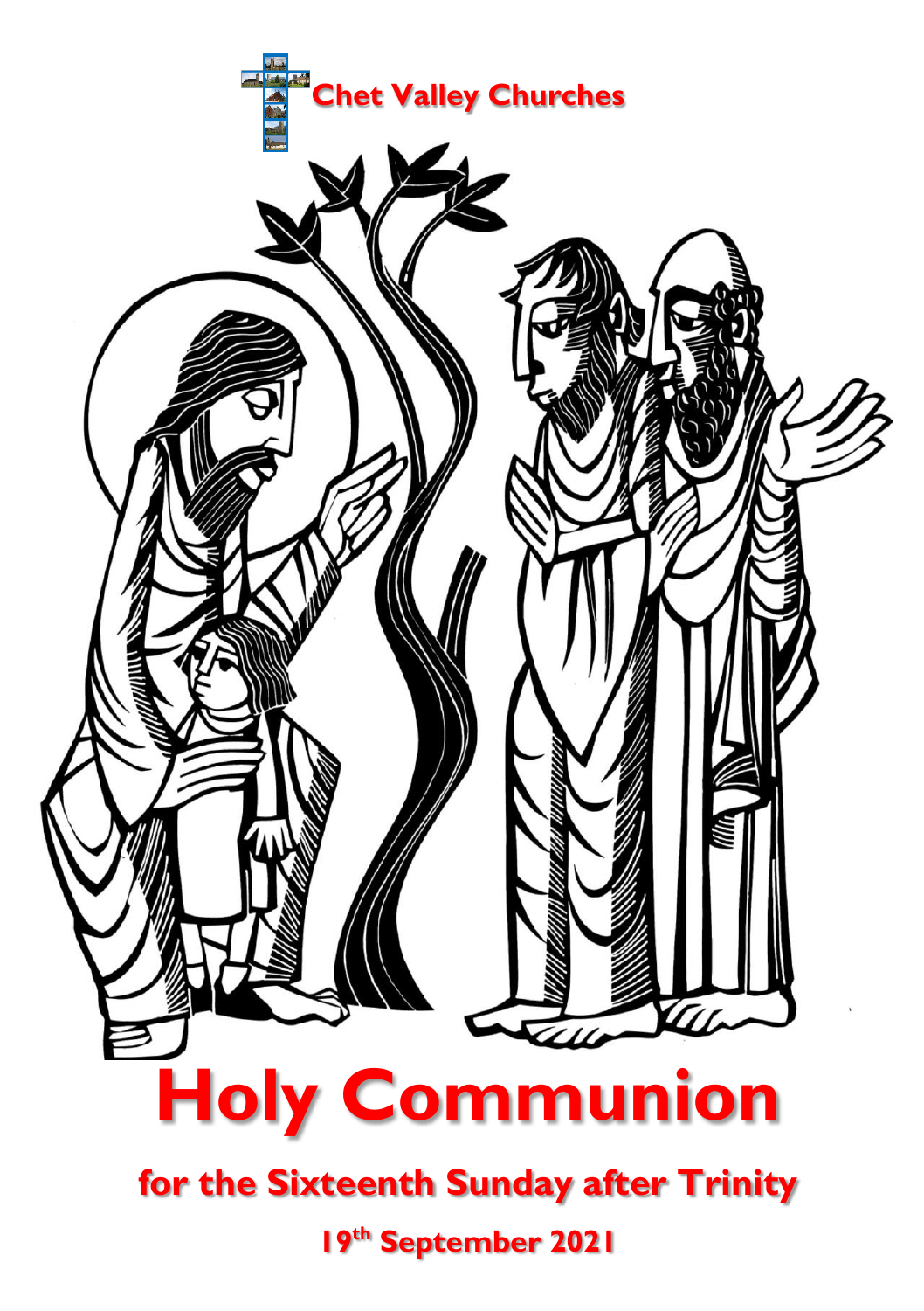Chet Valley Churches

# Holy Communion

## for the Sixteenth Sunday after Trinity

**19th September 2021**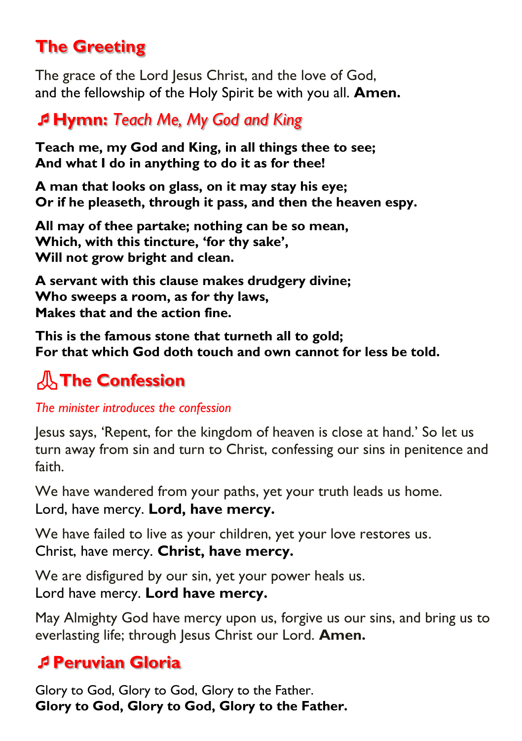## The Greeting

The grace of the Lord Jesus Christ, and the love of God,
and the fellowship of the Holy Spirit be with you all. **Amen.**

## ♬ Hymn: *Teach Me, My God and King*

**Teach me, my God and King, in all things thee to see;
And what I do in anything to do it as for thee!**

**A man that looks on glass, on it may stay his eye;
Or if he pleaseth, through it pass, and then the heaven espy.**

**All may of thee partake; nothing can be so mean,
Which, with this tincture, 'for thy sake',
Will not grow bright and clean.**

**A servant with this clause makes drudgery divine;
Who sweeps a room, as for thy laws,
Makes that and the action fine.**

**This is the famous stone that turneth all to gold;
For that which God doth touch and own cannot for less be told.**

## The Confession

*The minister introduces the confession*

Jesus says, 'Repent, for the kingdom of heaven is close at hand.' So let us turn away from sin and turn to Christ, confessing our sins in penitence and faith.

We have wandered from your paths, yet your truth leads us home.
Lord, have mercy. **Lord, have mercy.**

We have failed to live as your children, yet your love restores us.
Christ, have mercy. **Christ, have mercy.**

We are disfigured by our sin, yet your power heals us.
Lord have mercy. **Lord have mercy.**

May Almighty God have mercy upon us, forgive us our sins, and bring us to everlasting life; through Jesus Christ our Lord. **Amen.**

## ♬ Peruvian Gloria

Glory to God, Glory to God, Glory to the Father.
**Glory to God, Glory to God, Glory to the Father.**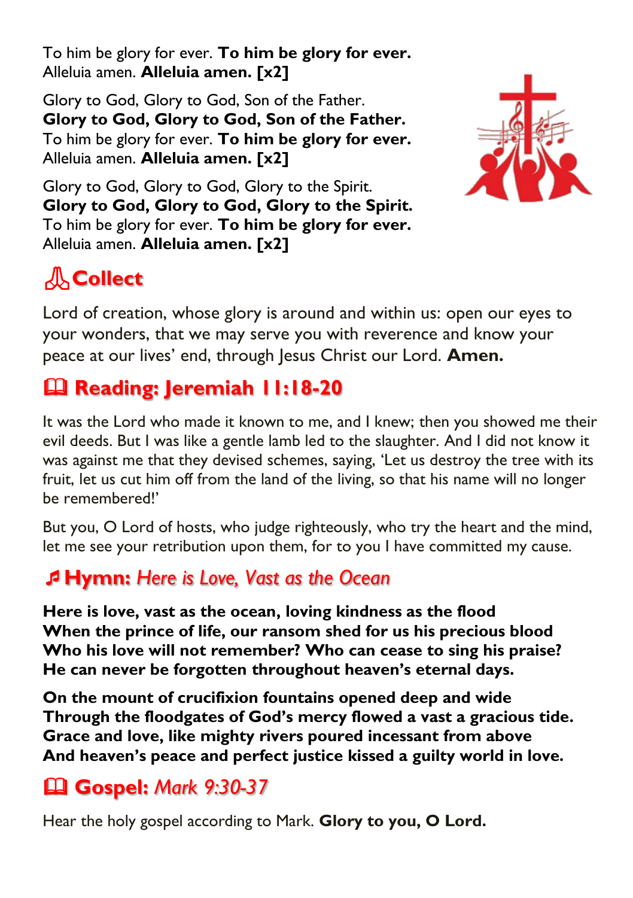To him be glory for ever. **To him be glory for ever.**
Alleluia amen. **Alleluia amen. [x2]**

Glory to God, Glory to God, Son of the Father.
**Glory to God, Glory to God, Son of the Father.**
To him be glory for ever. **To him be glory for ever.**
Alleluia amen. **Alleluia amen. [x2]**

Glory to God, Glory to God, Glory to the Spirit.
**Glory to God, Glory to God, Glory to the Spirit.**
To him be glory for ever. **To him be glory for ever.**
Alleluia amen. **Alleluia amen. [x2]**

## Collect

Lord of creation, whose glory is around and within us: open our eyes to your wonders, that we may serve you with reverence and know your peace at our lives' end, through Jesus Christ our Lord. **Amen.**

## 🕮 Reading: Jeremiah 11:18-20

It was the Lord who made it known to me, and I knew; then you showed me their evil deeds. But I was like a gentle lamb led to the slaughter. And I did not know it was against me that they devised schemes, saying, 'Let us destroy the tree with its fruit, let us cut him off from the land of the living, so that his name will no longer be remembered!'

But you, O Lord of hosts, who judge righteously, who try the heart and the mind, let me see your retribution upon them, for to you I have committed my cause.

## ♬ Hymn: *Here is Love, Vast as the Ocean*

**Here is love, vast as the ocean, loving kindness as the flood
When the prince of life, our ransom shed for us his precious blood
Who his love will not remember? Who can cease to sing his praise?
He can never be forgotten throughout heaven's eternal days.**

**On the mount of crucifixion fountains opened deep and wide
Through the floodgates of God's mercy flowed a vast a gracious tide.
Grace and love, like mighty rivers poured incessant from above
And heaven's peace and perfect justice kissed a guilty world in love.**

## 🕮 Gospel: *Mark 9:30-37*

Hear the holy gospel according to Mark. **Glory to you, O Lord.**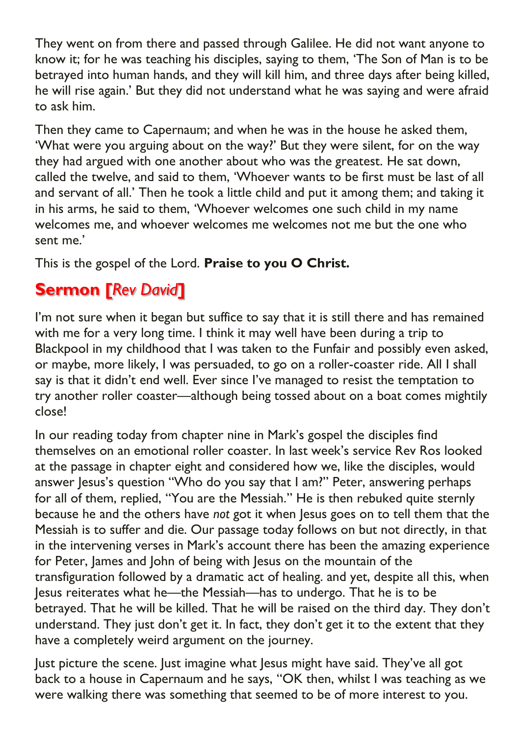They went on from there and passed through Galilee. He did not want anyone to know it; for he was teaching his disciples, saying to them, 'The Son of Man is to be betrayed into human hands, and they will kill him, and three days after being killed, he will rise again.' But they did not understand what he was saying and were afraid to ask him.

Then they came to Capernaum; and when he was in the house he asked them, 'What were you arguing about on the way?' But they were silent, for on the way they had argued with one another about who was the greatest. He sat down, called the twelve, and said to them, 'Whoever wants to be first must be last of all and servant of all.' Then he took a little child and put it among them; and taking it in his arms, he said to them, 'Whoever welcomes one such child in my name welcomes me, and whoever welcomes me welcomes not me but the one who sent me.'

This is the gospel of the Lord. **Praise to you O Christ.**

## Sermon [*Rev David*]

I'm not sure when it began but suffice to say that it is still there and has remained with me for a very long time. I think it may well have been during a trip to Blackpool in my childhood that I was taken to the Funfair and possibly even asked, or maybe, more likely, I was persuaded, to go on a roller-coaster ride. All I shall say is that it didn't end well. Ever since I've managed to resist the temptation to try another roller coaster—although being tossed about on a boat comes mightily close!

In our reading today from chapter nine in Mark's gospel the disciples find themselves on an emotional roller coaster. In last week's service Rev Ros looked at the passage in chapter eight and considered how we, like the disciples, would answer Jesus's question "Who do you say that I am?" Peter, answering perhaps for all of them, replied, "You are the Messiah." He is then rebuked quite sternly because he and the others have *not* got it when Jesus goes on to tell them that the Messiah is to suffer and die. Our passage today follows on but not directly, in that in the intervening verses in Mark's account there has been the amazing experience for Peter, James and John of being with Jesus on the mountain of the transfiguration followed by a dramatic act of healing. and yet, despite all this, when Jesus reiterates what he—the Messiah—has to undergo. That he is to be betrayed. That he will be killed. That he will be raised on the third day. They don't understand. They just don't get it. In fact, they don't get it to the extent that they have a completely weird argument on the journey.

Just picture the scene. Just imagine what Jesus might have said. They've all got back to a house in Capernaum and he says, "OK then, whilst I was teaching as we were walking there was something that seemed to be of more interest to you.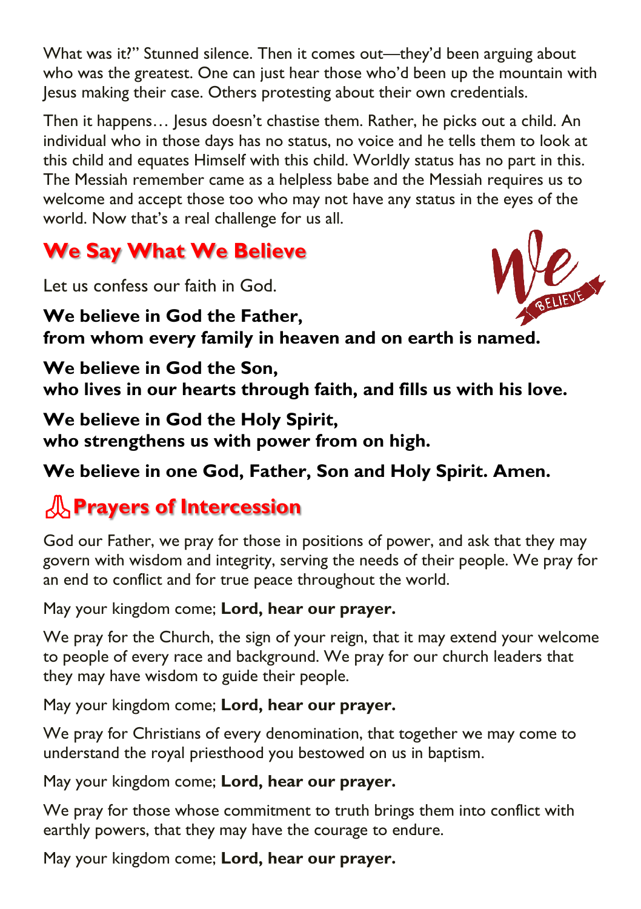What was it?" Stunned silence. Then it comes out—they'd been arguing about who was the greatest. One can just hear those who'd been up the mountain with Jesus making their case. Others protesting about their own credentials.

Then it happens… Jesus doesn't chastise them. Rather, he picks out a child. An individual who in those days has no status, no voice and he tells them to look at this child and equates Himself with this child. Worldly status has no part in this. The Messiah remember came as a helpless babe and the Messiah requires us to welcome and accept those too who may not have any status in the eyes of the world. Now that's a real challenge for us all.

## We Say What We Believe

Let us confess our faith in God.

**We believe in God the Father,
from whom every family in heaven and on earth is named.**

**We believe in God the Son,
who lives in our hearts through faith, and fills us with his love.**

**We believe in God the Holy Spirit,
who strengthens us with power from on high.**

**We believe in one God, Father, Son and Holy Spirit. Amen.**

## Prayers of Intercession

God our Father, we pray for those in positions of power, and ask that they may govern with wisdom and integrity, serving the needs of their people. We pray for an end to conflict and for true peace throughout the world.

May your kingdom come; **Lord, hear our prayer.**

We pray for the Church, the sign of your reign, that it may extend your welcome to people of every race and background. We pray for our church leaders that they may have wisdom to guide their people.

May your kingdom come; **Lord, hear our prayer.**

We pray for Christians of every denomination, that together we may come to understand the royal priesthood you bestowed on us in baptism.

May your kingdom come; **Lord, hear our prayer.**

We pray for those whose commitment to truth brings them into conflict with earthly powers, that they may have the courage to endure.

May your kingdom come; **Lord, hear our prayer.**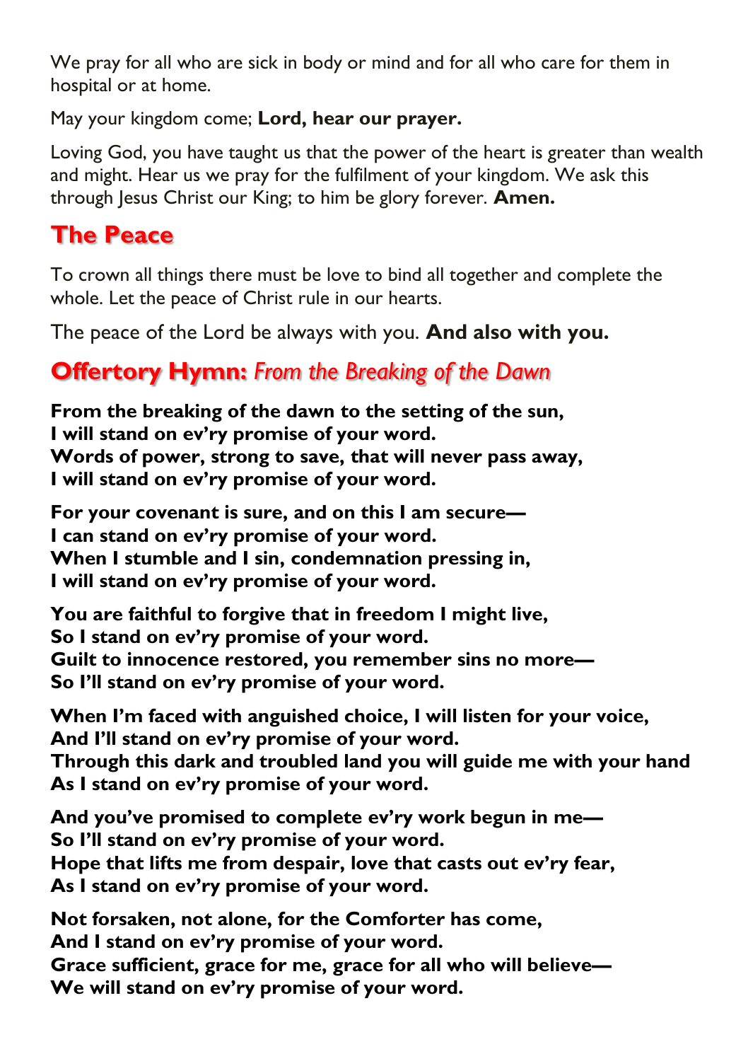We pray for all who are sick in body or mind and for all who care for them in hospital or at home.

May your kingdom come; **Lord, hear our prayer.**

Loving God, you have taught us that the power of the heart is greater than wealth and might. Hear us we pray for the fulfilment of your kingdom. We ask this through Jesus Christ our King; to him be glory forever. **Amen.**

## The Peace

To crown all things there must be love to bind all together and complete the whole. Let the peace of Christ rule in our hearts.

The peace of the Lord be always with you. **And also with you.**

## Offertory Hymn: *From the Breaking of the Dawn*

**From the breaking of the dawn to the setting of the sun,
I will stand on ev'ry promise of your word.
Words of power, strong to save, that will never pass away,
I will stand on ev'ry promise of your word.**

**For your covenant is sure, and on this I am secure—
I can stand on ev'ry promise of your word.
When I stumble and I sin, condemnation pressing in,
I will stand on ev'ry promise of your word.**

**You are faithful to forgive that in freedom I might live,
So I stand on ev'ry promise of your word.
Guilt to innocence restored, you remember sins no more—
So I'll stand on ev'ry promise of your word.**

**When I'm faced with anguished choice, I will listen for your voice,
And I'll stand on ev'ry promise of your word.
Through this dark and troubled land you will guide me with your hand
As I stand on ev'ry promise of your word.**

**And you've promised to complete ev'ry work begun in me—
So I'll stand on ev'ry promise of your word.
Hope that lifts me from despair, love that casts out ev'ry fear,
As I stand on ev'ry promise of your word.**

**Not forsaken, not alone, for the Comforter has come,
And I stand on ev'ry promise of your word.
Grace sufficient, grace for me, grace for all who will believe—
We will stand on ev'ry promise of your word.**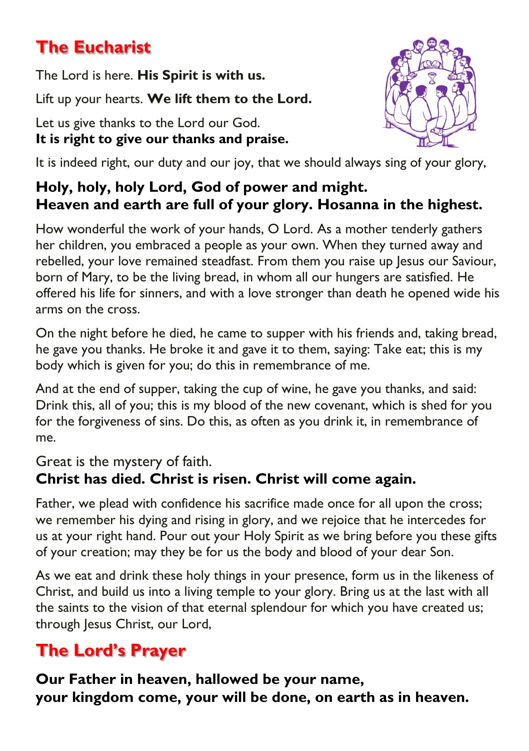## The Eucharist

The Lord is here. **His Spirit is with us.**

Lift up your hearts. **We lift them to the Lord.**

Let us give thanks to the Lord our God.
**It is right to give our thanks and praise.**

It is indeed right, our duty and our joy, that we should always sing of your glory,

**Holy, holy, holy Lord, God of power and might.**
**Heaven and earth are full of your glory. Hosanna in the highest.**

How wonderful the work of your hands, O Lord. As a mother tenderly gathers her children, you embraced a people as your own. When they turned away and rebelled, your love remained steadfast. From them you raise up Jesus our Saviour, born of Mary, to be the living bread, in whom all our hungers are satisfied. He offered his life for sinners, and with a love stronger than death he opened wide his arms on the cross.

On the night before he died, he came to supper with his friends and, taking bread, he gave you thanks. He broke it and gave it to them, saying: Take eat; this is my body which is given for you; do this in remembrance of me.

And at the end of supper, taking the cup of wine, he gave you thanks, and said: Drink this, all of you; this is my blood of the new covenant, which is shed for you for the forgiveness of sins. Do this, as often as you drink it, in remembrance of me.

Great is the mystery of faith.
**Christ has died. Christ is risen. Christ will come again.**

Father, we plead with confidence his sacrifice made once for all upon the cross; we remember his dying and rising in glory, and we rejoice that he intercedes for us at your right hand. Pour out your Holy Spirit as we bring before you these gifts of your creation; may they be for us the body and blood of your dear Son.

As we eat and drink these holy things in your presence, form us in the likeness of Christ, and build us into a living temple to your glory. Bring us at the last with all the saints to the vision of that eternal splendour for which you have created us; through Jesus Christ, our Lord,

## The Lord's Prayer

**Our Father in heaven, hallowed be your name,**
**your kingdom come, your will be done, on earth as in heaven.**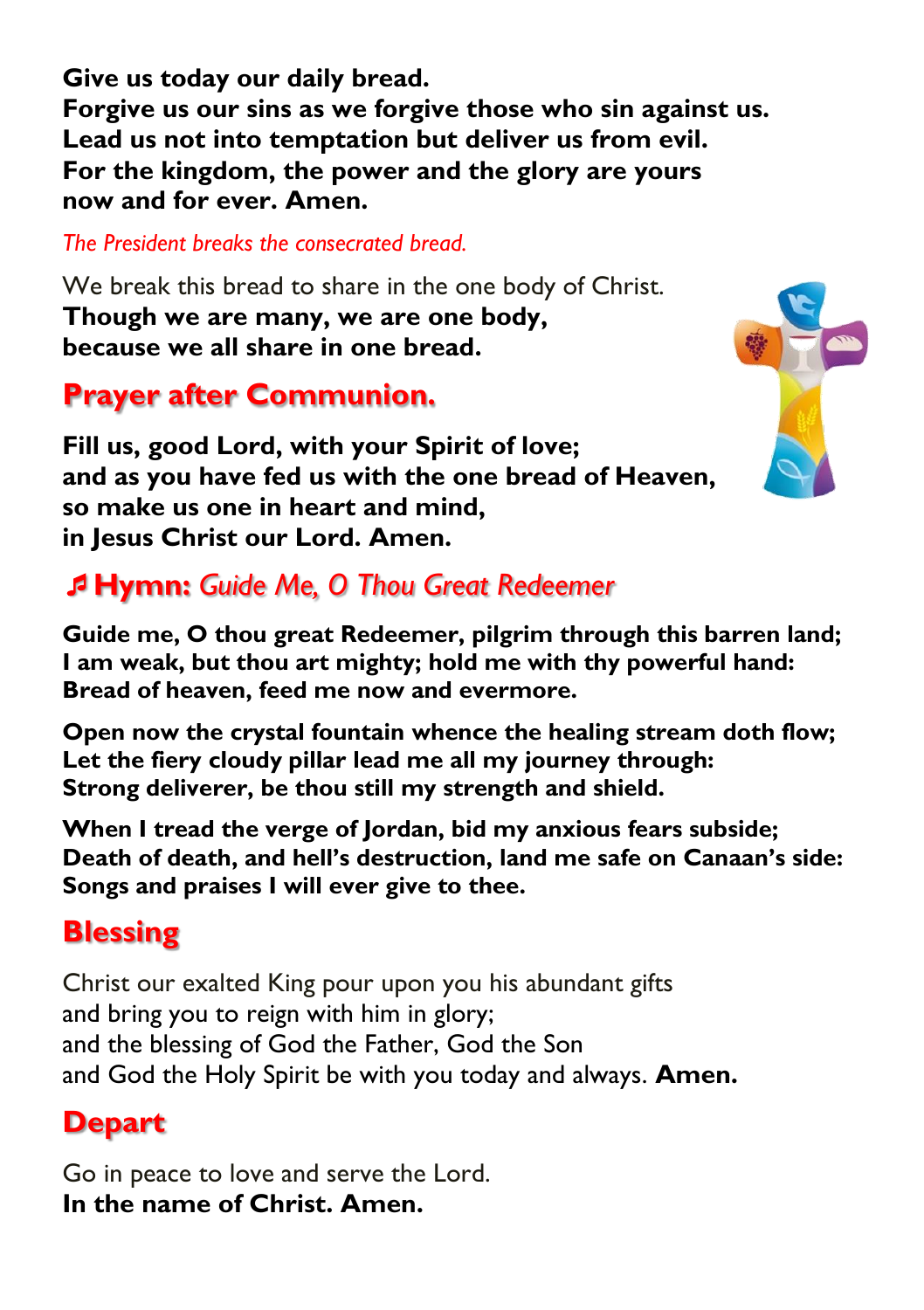**Give us today our daily bread.**
**Forgive us our sins as we forgive those who sin against us.**
**Lead us not into temptation but deliver us from evil.**
**For the kingdom, the power and the glory are yours**
**now and for ever. Amen.**

*The President breaks the consecrated bread.*

We break this bread to share in the one body of Christ.
**Though we are many, we are one body,**
**because we all share in one bread.**

## Prayer after Communion.

**Fill us, good Lord, with your Spirit of love;**
**and as you have fed us with the one bread of Heaven,**
**so make us one in heart and mind,**
**in Jesus Christ our Lord. Amen.**

## ♬ Hymn: *Guide Me, O Thou Great Redeemer*

**Guide me, O thou great Redeemer, pilgrim through this barren land;**
**I am weak, but thou art mighty; hold me with thy powerful hand:**
**Bread of heaven, feed me now and evermore.**

**Open now the crystal fountain whence the healing stream doth flow;**
**Let the fiery cloudy pillar lead me all my journey through:**
**Strong deliverer, be thou still my strength and shield.**

**When I tread the verge of Jordan, bid my anxious fears subside;**
**Death of death, and hell's destruction, land me safe on Canaan's side:**
**Songs and praises I will ever give to thee.**

## Blessing

Christ our exalted King pour upon you his abundant gifts
and bring you to reign with him in glory;
and the blessing of God the Father, God the Son
and God the Holy Spirit be with you today and always. **Amen.**

## Depart

Go in peace to love and serve the Lord.
**In the name of Christ. Amen.**